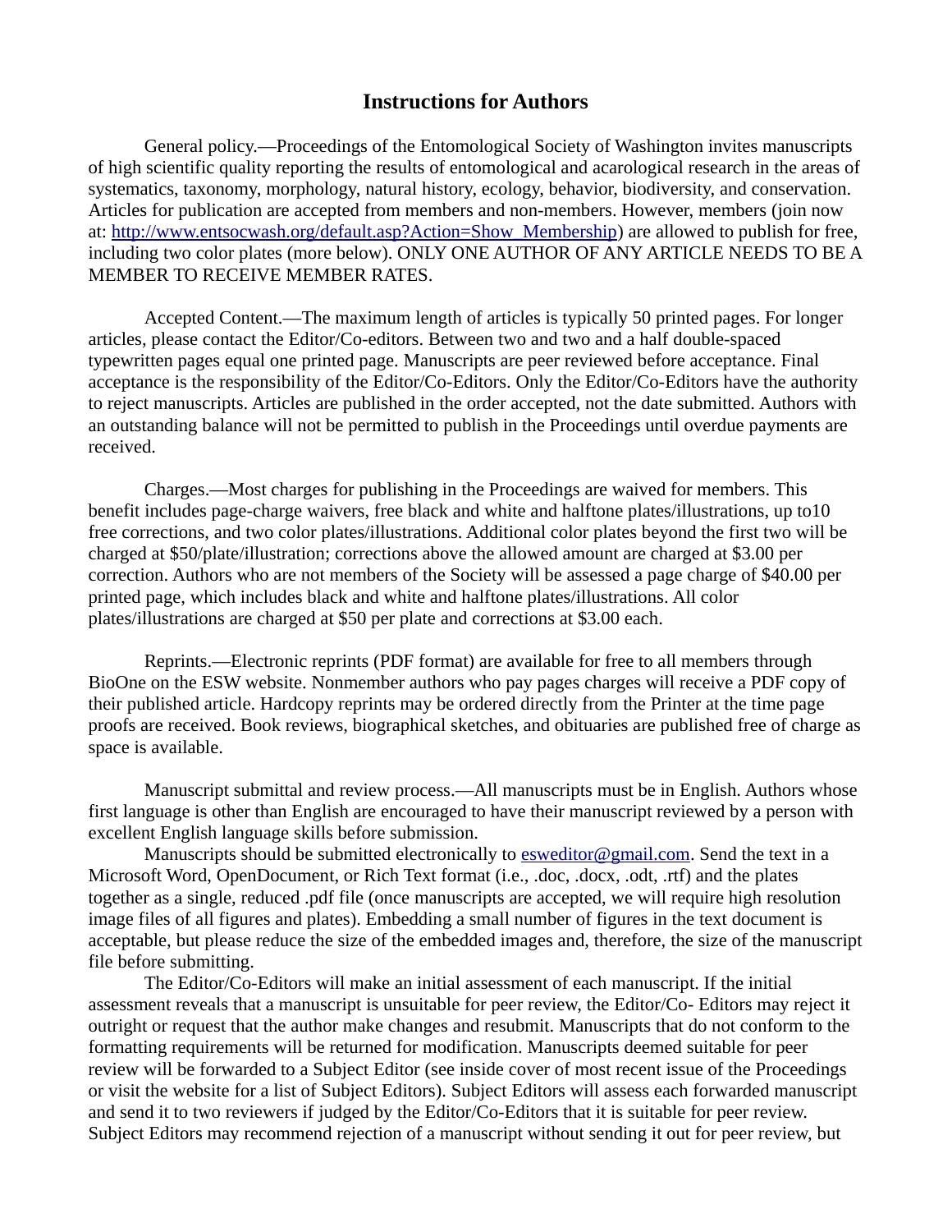# Instructions for Authors

General policy.—Proceedings of the Entomological Society of Washington invites manuscripts of high scientific quality reporting the results of entomological and acarological research in the areas of systematics, taxonomy, morphology, natural history, ecology, behavior, biodiversity, and conservation. Articles for publication are accepted from members and non-members. However, members (join now at: [http://www.entsocwash.org/default.asp?Action=Show_Membership](http://www.entsocwash.org/default.asp?Action=Show_Membership)) are allowed to publish for free, including two color plates (more below). ONLY ONE AUTHOR OF ANY ARTICLE NEEDS TO BE A MEMBER TO RECEIVE MEMBER RATES.

Accepted Content.—The maximum length of articles is typically 50 printed pages. For longer articles, please contact the Editor/Co-editors. Between two and two and a half double-spaced typewritten pages equal one printed page. Manuscripts are peer reviewed before acceptance. Final acceptance is the responsibility of the Editor/Co-Editors. Only the Editor/Co-Editors have the authority to reject manuscripts. Articles are published in the order accepted, not the date submitted. Authors with an outstanding balance will not be permitted to publish in the Proceedings until overdue payments are received.

Charges.—Most charges for publishing in the Proceedings are waived for members. This benefit includes page-charge waivers, free black and white and halftone plates/illustrations, up to10 free corrections, and two color plates/illustrations. Additional color plates beyond the first two will be charged at $50/plate/illustration; corrections above the allowed amount are charged at $3.00 per correction. Authors who are not members of the Society will be assessed a page charge of $40.00 per printed page, which includes black and white and halftone plates/illustrations. All color plates/illustrations are charged at $50 per plate and corrections at $3.00 each.

Reprints.—Electronic reprints (PDF format) are available for free to all members through BioOne on the ESW website. Nonmember authors who pay pages charges will receive a PDF copy of their published article. Hardcopy reprints may be ordered directly from the Printer at the time page proofs are received. Book reviews, biographical sketches, and obituaries are published free of charge as space is available.

Manuscript submittal and review process.—All manuscripts must be in English. Authors whose first language is other than English are encouraged to have their manuscript reviewed by a person with excellent English language skills before submission.

Manuscripts should be submitted electronically to [esweditor@gmail.com](mailto:esweditor@gmail.com). Send the text in a Microsoft Word, OpenDocument, or Rich Text format (i.e., .doc, .docx, .odt, .rtf) and the plates together as a single, reduced .pdf file (once manuscripts are accepted, we will require high resolution image files of all figures and plates). Embedding a small number of figures in the text document is acceptable, but please reduce the size of the embedded images and, therefore, the size of the manuscript file before submitting.

The Editor/Co-Editors will make an initial assessment of each manuscript. If the initial assessment reveals that a manuscript is unsuitable for peer review, the Editor/Co- Editors may reject it outright or request that the author make changes and resubmit. Manuscripts that do not conform to the formatting requirements will be returned for modification. Manuscripts deemed suitable for peer review will be forwarded to a Subject Editor (see inside cover of most recent issue of the Proceedings or visit the website for a list of Subject Editors). Subject Editors will assess each forwarded manuscript and send it to two reviewers if judged by the Editor/Co-Editors that it is suitable for peer review. Subject Editors may recommend rejection of a manuscript without sending it out for peer review, but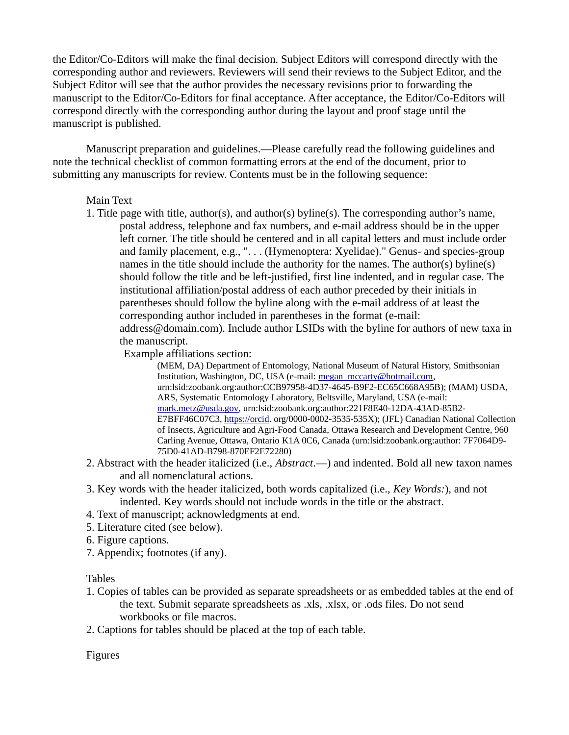the Editor/Co-Editors will make the final decision. Subject Editors will correspond directly with the corresponding author and reviewers. Reviewers will send their reviews to the Subject Editor, and the Subject Editor will see that the author provides the necessary revisions prior to forwarding the manuscript to the Editor/Co-Editors for final acceptance. After acceptance, the Editor/Co-Editors will correspond directly with the corresponding author during the layout and proof stage until the manuscript is published.

Manuscript preparation and guidelines.—Please carefully read the following guidelines and note the technical checklist of common formatting errors at the end of the document, prior to submitting any manuscripts for review. Contents must be in the following sequence:

Main Text

1. Title page with title, author(s), and author(s) byline(s). The corresponding author's name, postal address, telephone and fax numbers, and e-mail address should be in the upper left corner. The title should be centered and in all capital letters and must include order and family placement, e.g., ". . . (Hymenoptera: Xyelidae)." Genus- and species-group names in the title should include the authority for the names. The author(s) byline(s) should follow the title and be left-justified, first line indented, and in regular case. The institutional affiliation/postal address of each author preceded by their initials in parentheses should follow the byline along with the e-mail address of at least the corresponding author included in parentheses in the format (e-mail: address@domain.com). Include author LSIDs with the byline for authors of new taxa in the manuscript.

   Example affiliations section:

   > (MEM, DA) Department of Entomology, National Museum of Natural History, Smithsonian Institution, Washington, DC, USA (e-mail: megan_mccarty@hotmail.com, urn:lsid:zoobank.org:author:CCB97958-4D37-4645-B9F2-EC65C668A95B); (MAM) USDA, ARS, Systematic Entomology Laboratory, Beltsville, Maryland, USA (e-mail: mark.metz@usda.gov, urn:lsid:zoobank.org:author:221F8E40-12DA-43AD-85B2-E7BFF46C07C3, https://orcid. org/0000-0002-3535-535X); (JFL) Canadian National Collection of Insects, Agriculture and Agri-Food Canada, Ottawa Research and Development Centre, 960 Carling Avenue, Ottawa, Ontario K1A 0C6, Canada (urn:lsid:zoobank.org:author: 7F7064D9-75D0-41AD-B798-870EF2E72280)

2. Abstract with the header italicized (i.e., *Abstract*.—) and indented. Bold all new taxon names and all nomenclatural actions.
3. Key words with the header italicized, both words capitalized (i.e., *Key Words:*), and not indented. Key words should not include words in the title or the abstract.
4. Text of manuscript; acknowledgments at end.
5. Literature cited (see below).
6. Figure captions.
7. Appendix; footnotes (if any).

Tables

1. Copies of tables can be provided as separate spreadsheets or as embedded tables at the end of the text. Submit separate spreadsheets as .xls, .xlsx, or .ods files. Do not send workbooks or file macros.
2. Captions for tables should be placed at the top of each table.

Figures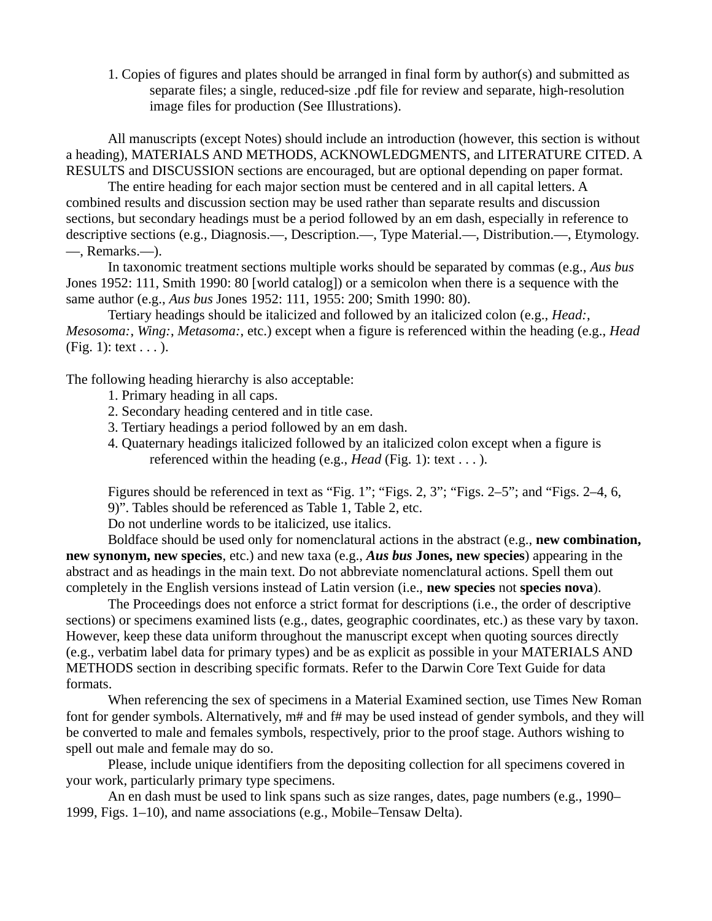1. Copies of figures and plates should be arranged in final form by author(s) and submitted as separate files; a single, reduced-size .pdf file for review and separate, high-resolution image files for production (See Illustrations).

All manuscripts (except Notes) should include an introduction (however, this section is without a heading), MATERIALS AND METHODS, ACKNOWLEDGMENTS, and LITERATURE CITED. A RESULTS and DISCUSSION sections are encouraged, but are optional depending on paper format.

The entire heading for each major section must be centered and in all capital letters. A combined results and discussion section may be used rather than separate results and discussion sections, but secondary headings must be a period followed by an em dash, especially in reference to descriptive sections (e.g., Diagnosis.—, Description.—, Type Material.—, Distribution.—, Etymology.—, Remarks.—).

In taxonomic treatment sections multiple works should be separated by commas (e.g., *Aus bus* Jones 1952: 111, Smith 1990: 80 [world catalog]) or a semicolon when there is a sequence with the same author (e.g., *Aus bus* Jones 1952: 111, 1955: 200; Smith 1990: 80).

Tertiary headings should be italicized and followed by an italicized colon (e.g., *Head:*, *Mesosoma:*, *Wing:*, *Metasoma:*, etc.) except when a figure is referenced within the heading (e.g., *Head* (Fig. 1): text . . . ).

The following heading hierarchy is also acceptable:

1. Primary heading in all caps.
2. Secondary heading centered and in title case.
3. Tertiary headings a period followed by an em dash.
4. Quaternary headings italicized followed by an italicized colon except when a figure is referenced within the heading (e.g., *Head* (Fig. 1): text . . . ).

Figures should be referenced in text as “Fig. 1”; “Figs. 2, 3”; “Figs. 2–5”; and “Figs. 2–4, 6, 9)”. Tables should be referenced as Table 1, Table 2, etc.

Do not underline words to be italicized, use italics.

Boldface should be used only for nomenclatural actions in the abstract (e.g., **new combination, new synonym, new species**, etc.) and new taxa (e.g., ***Aus bus*** **Jones, new species**) appearing in the abstract and as headings in the main text. Do not abbreviate nomenclatural actions. Spell them out completely in the English versions instead of Latin version (i.e., **new species** not **species nova**).

The Proceedings does not enforce a strict format for descriptions (i.e., the order of descriptive sections) or specimens examined lists (e.g., dates, geographic coordinates, etc.) as these vary by taxon. However, keep these data uniform throughout the manuscript except when quoting sources directly (e.g., verbatim label data for primary types) and be as explicit as possible in your MATERIALS AND METHODS section in describing specific formats. Refer to the Darwin Core Text Guide for data formats.

When referencing the sex of specimens in a Material Examined section, use Times New Roman font for gender symbols. Alternatively, m# and f# may be used instead of gender symbols, and they will be converted to male and females symbols, respectively, prior to the proof stage. Authors wishing to spell out male and female may do so.

Please, include unique identifiers from the depositing collection for all specimens covered in your work, particularly primary type specimens.

An en dash must be used to link spans such as size ranges, dates, page numbers (e.g., 1990–1999, Figs. 1–10), and name associations (e.g., Mobile–Tensaw Delta).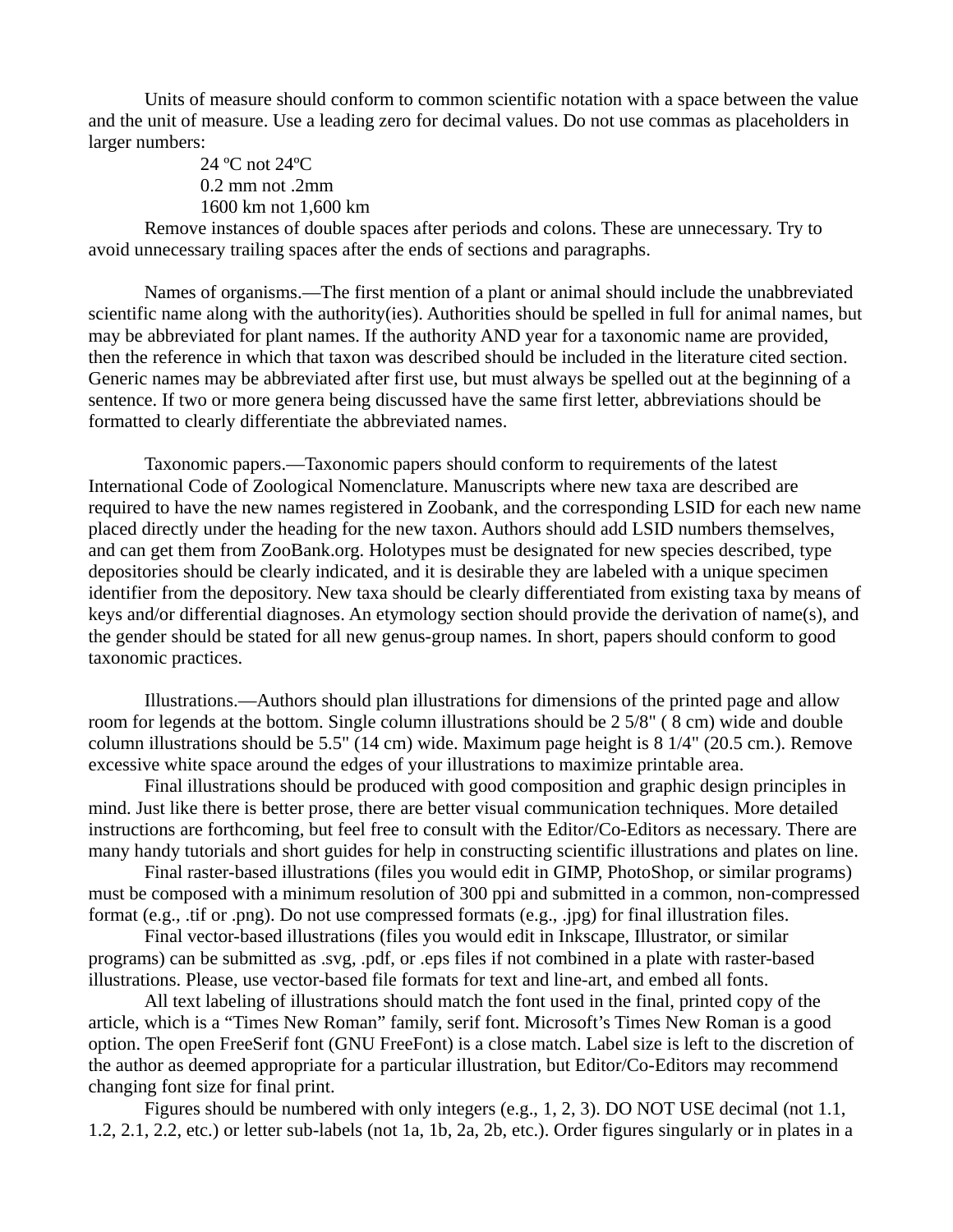Units of measure should conform to common scientific notation with a space between the value and the unit of measure. Use a leading zero for decimal values. Do not use commas as placeholders in larger numbers:

24 ºC not 24ºC  
0.2 mm not .2mm  
1600 km not 1,600 km

Remove instances of double spaces after periods and colons. These are unnecessary. Try to avoid unnecessary trailing spaces after the ends of sections and paragraphs.

Names of organisms.—The first mention of a plant or animal should include the unabbreviated scientific name along with the authority(ies). Authorities should be spelled in full for animal names, but may be abbreviated for plant names. If the authority AND year for a taxonomic name are provided, then the reference in which that taxon was described should be included in the literature cited section. Generic names may be abbreviated after first use, but must always be spelled out at the beginning of a sentence. If two or more genera being discussed have the same first letter, abbreviations should be formatted to clearly differentiate the abbreviated names.

Taxonomic papers.—Taxonomic papers should conform to requirements of the latest International Code of Zoological Nomenclature. Manuscripts where new taxa are described are required to have the new names registered in Zoobank, and the corresponding LSID for each new name placed directly under the heading for the new taxon. Authors should add LSID numbers themselves, and can get them from ZooBank.org. Holotypes must be designated for new species described, type depositories should be clearly indicated, and it is desirable they are labeled with a unique specimen identifier from the depository. New taxa should be clearly differentiated from existing taxa by means of keys and/or differential diagnoses. An etymology section should provide the derivation of name(s), and the gender should be stated for all new genus-group names. In short, papers should conform to good taxonomic practices.

Illustrations.—Authors should plan illustrations for dimensions of the printed page and allow room for legends at the bottom. Single column illustrations should be 2 5/8" ( 8 cm) wide and double column illustrations should be 5.5" (14 cm) wide. Maximum page height is 8 1/4" (20.5 cm.). Remove excessive white space around the edges of your illustrations to maximize printable area.

Final illustrations should be produced with good composition and graphic design principles in mind. Just like there is better prose, there are better visual communication techniques. More detailed instructions are forthcoming, but feel free to consult with the Editor/Co-Editors as necessary. There are many handy tutorials and short guides for help in constructing scientific illustrations and plates on line.

Final raster-based illustrations (files you would edit in GIMP, PhotoShop, or similar programs) must be composed with a minimum resolution of 300 ppi and submitted in a common, non-compressed format (e.g., .tif or .png). Do not use compressed formats (e.g., .jpg) for final illustration files.

Final vector-based illustrations (files you would edit in Inkscape, Illustrator, or similar programs) can be submitted as .svg, .pdf, or .eps files if not combined in a plate with raster-based illustrations. Please, use vector-based file formats for text and line-art, and embed all fonts.

All text labeling of illustrations should match the font used in the final, printed copy of the article, which is a "Times New Roman" family, serif font. Microsoft's Times New Roman is a good option. The open FreeSerif font (GNU FreeFont) is a close match. Label size is left to the discretion of the author as deemed appropriate for a particular illustration, but Editor/Co-Editors may recommend changing font size for final print.

Figures should be numbered with only integers (e.g., 1, 2, 3). DO NOT USE decimal (not 1.1, 1.2, 2.1, 2.2, etc.) or letter sub-labels (not 1a, 1b, 2a, 2b, etc.). Order figures singularly or in plates in a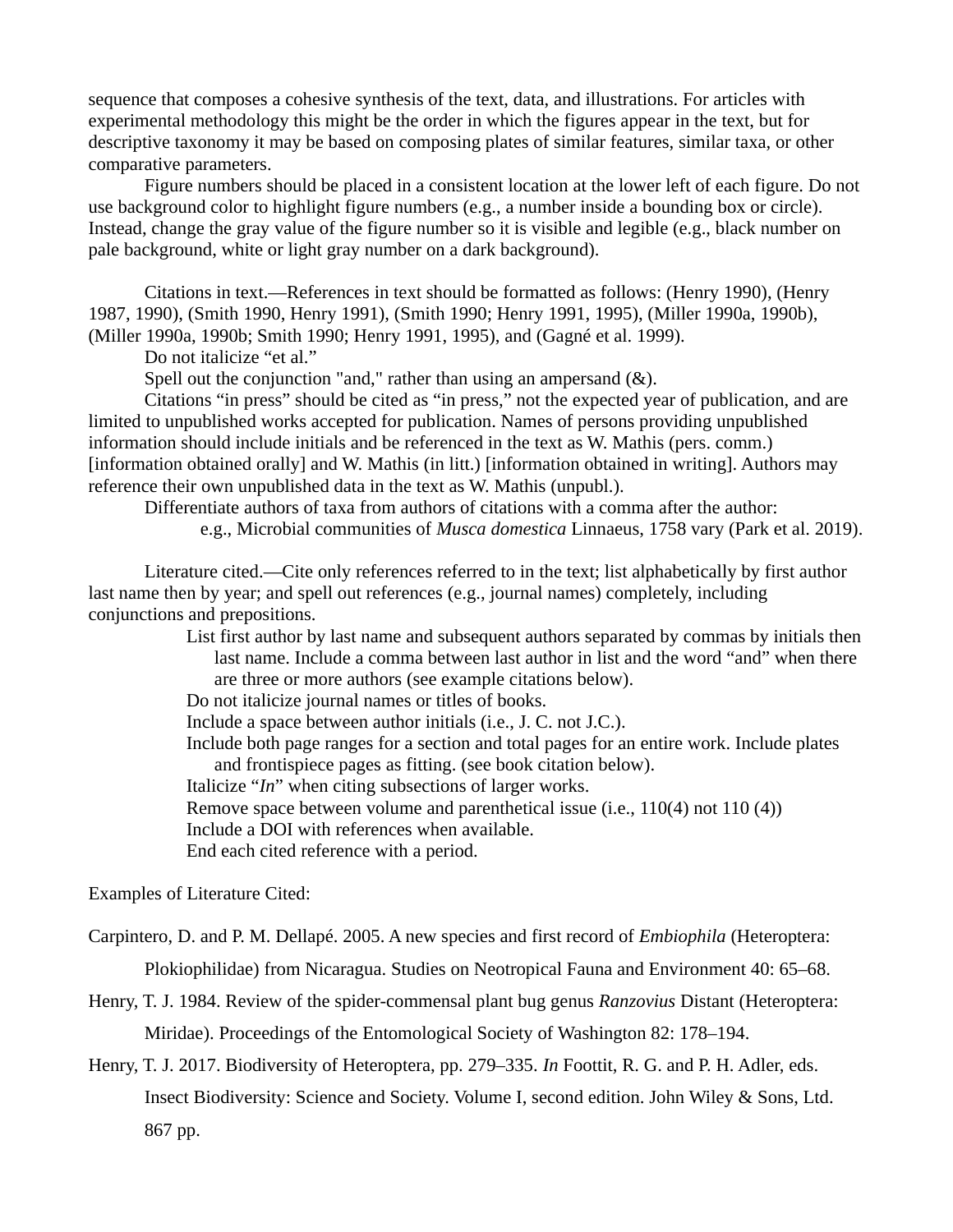sequence that composes a cohesive synthesis of the text, data, and illustrations. For articles with experimental methodology this might be the order in which the figures appear in the text, but for descriptive taxonomy it may be based on composing plates of similar features, similar taxa, or other comparative parameters.

Figure numbers should be placed in a consistent location at the lower left of each figure. Do not use background color to highlight figure numbers (e.g., a number inside a bounding box or circle). Instead, change the gray value of the figure number so it is visible and legible (e.g., black number on pale background, white or light gray number on a dark background).

Citations in text.—References in text should be formatted as follows: (Henry 1990), (Henry 1987, 1990), (Smith 1990, Henry 1991), (Smith 1990; Henry 1991, 1995), (Miller 1990a, 1990b), (Miller 1990a, 1990b; Smith 1990; Henry 1991, 1995), and (Gagné et al. 1999).

Do not italicize "et al."

Spell out the conjunction "and," rather than using an ampersand (&).

Citations "in press" should be cited as "in press," not the expected year of publication, and are limited to unpublished works accepted for publication. Names of persons providing unpublished information should include initials and be referenced in the text as W. Mathis (pers. comm.) [information obtained orally] and W. Mathis (in litt.) [information obtained in writing]. Authors may reference their own unpublished data in the text as W. Mathis (unpubl.).

Differentiate authors of taxa from authors of citations with a comma after the author:

e.g., Microbial communities of *Musca domestica* Linnaeus, 1758 vary (Park et al. 2019).

Literature cited.—Cite only references referred to in the text; list alphabetically by first author last name then by year; and spell out references (e.g., journal names) completely, including conjunctions and prepositions.

- List first author by last name and subsequent authors separated by commas by initials then last name. Include a comma between last author in list and the word "and" when there are three or more authors (see example citations below).
- Do not italicize journal names or titles of books.
- Include a space between author initials (i.e., J. C. not J.C.).
- Include both page ranges for a section and total pages for an entire work. Include plates and frontispiece pages as fitting. (see book citation below).
- Italicize "*In*" when citing subsections of larger works.
- Remove space between volume and parenthetical issue (i.e., 110(4) not 110 (4))
- Include a DOI with references when available.
- End each cited reference with a period.

Examples of Literature Cited:

Carpintero, D. and P. M. Dellapé. 2005. A new species and first record of *Embiophila* (Heteroptera: Plokiophilidae) from Nicaragua. Studies on Neotropical Fauna and Environment 40: 65–68.

Henry, T. J. 1984. Review of the spider-commensal plant bug genus *Ranzovius* Distant (Heteroptera: Miridae). Proceedings of the Entomological Society of Washington 82: 178–194.

Henry, T. J. 2017. Biodiversity of Heteroptera, pp. 279–335. *In* Foottit, R. G. and P. H. Adler, eds. Insect Biodiversity: Science and Society. Volume I, second edition. John Wiley & Sons, Ltd. 867 pp.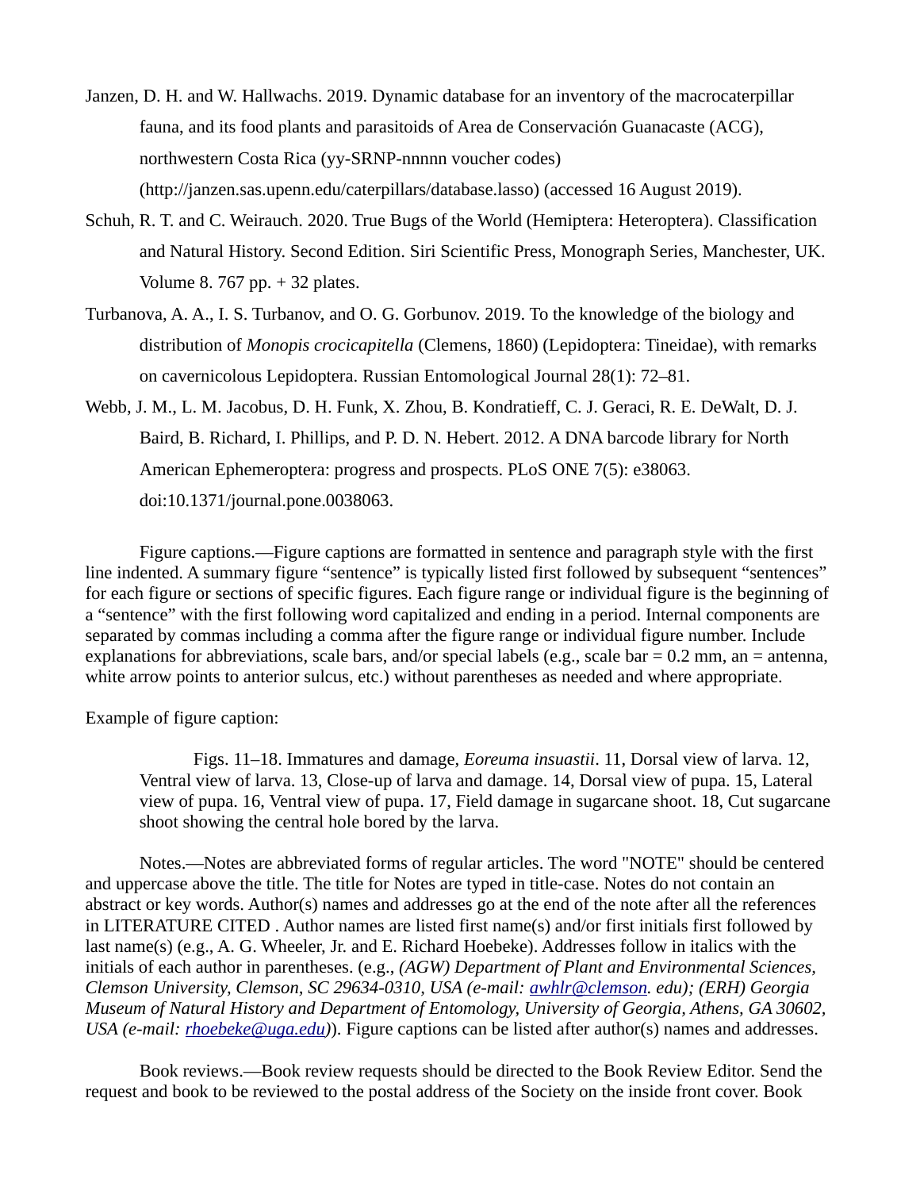Janzen, D. H. and W. Hallwachs. 2019. Dynamic database for an inventory of the macrocaterpillar fauna, and its food plants and parasitoids of Area de Conservación Guanacaste (ACG), northwestern Costa Rica (yy-SRNP-nnnnn voucher codes) (http://janzen.sas.upenn.edu/caterpillars/database.lasso) (accessed 16 August 2019).

Schuh, R. T. and C. Weirauch. 2020. True Bugs of the World (Hemiptera: Heteroptera). Classification and Natural History. Second Edition. Siri Scientific Press, Monograph Series, Manchester, UK. Volume 8. 767 pp. + 32 plates.

Turbanova, A. A., I. S. Turbanov, and O. G. Gorbunov. 2019. To the knowledge of the biology and distribution of *Monopis crocicapitella* (Clemens, 1860) (Lepidoptera: Tineidae), with remarks on cavernicolous Lepidoptera. Russian Entomological Journal 28(1): 72–81.

Webb, J. M., L. M. Jacobus, D. H. Funk, X. Zhou, B. Kondratieff, C. J. Geraci, R. E. DeWalt, D. J. Baird, B. Richard, I. Phillips, and P. D. N. Hebert. 2012. A DNA barcode library for North American Ephemeroptera: progress and prospects. PLoS ONE 7(5): e38063. doi:10.1371/journal.pone.0038063.

Figure captions.—Figure captions are formatted in sentence and paragraph style with the first line indented. A summary figure "sentence" is typically listed first followed by subsequent "sentences" for each figure or sections of specific figures. Each figure range or individual figure is the beginning of a "sentence" with the first following word capitalized and ending in a period. Internal components are separated by commas including a comma after the figure range or individual figure number. Include explanations for abbreviations, scale bars, and/or special labels (e.g., scale bar = 0.2 mm, an = antenna, white arrow points to anterior sulcus, etc.) without parentheses as needed and where appropriate.

Example of figure caption:

> Figs. 11–18. Immatures and damage, *Eoreuma insuastii*. 11, Dorsal view of larva. 12, Ventral view of larva. 13, Close-up of larva and damage. 14, Dorsal view of pupa. 15, Lateral view of pupa. 16, Ventral view of pupa. 17, Field damage in sugarcane shoot. 18, Cut sugarcane shoot showing the central hole bored by the larva.

Notes.—Notes are abbreviated forms of regular articles. The word "NOTE" should be centered and uppercase above the title. The title for Notes are typed in title-case. Notes do not contain an abstract or key words. Author(s) names and addresses go at the end of the note after all the references in LITERATURE CITED . Author names are listed first name(s) and/or first initials first followed by last name(s) (e.g., A. G. Wheeler, Jr. and E. Richard Hoebeke). Addresses follow in italics with the initials of each author in parentheses. (e.g., *(AGW) Department of Plant and Environmental Sciences, Clemson University, Clemson, SC 29634-0310, USA (e-mail: awhlr@clemson. edu); (ERH) Georgia Museum of Natural History and Department of Entomology, University of Georgia, Athens, GA 30602, USA (e-mail: rhoebeke@uga.edu)*). Figure captions can be listed after author(s) names and addresses.

Book reviews.—Book review requests should be directed to the Book Review Editor. Send the request and book to be reviewed to the postal address of the Society on the inside front cover. Book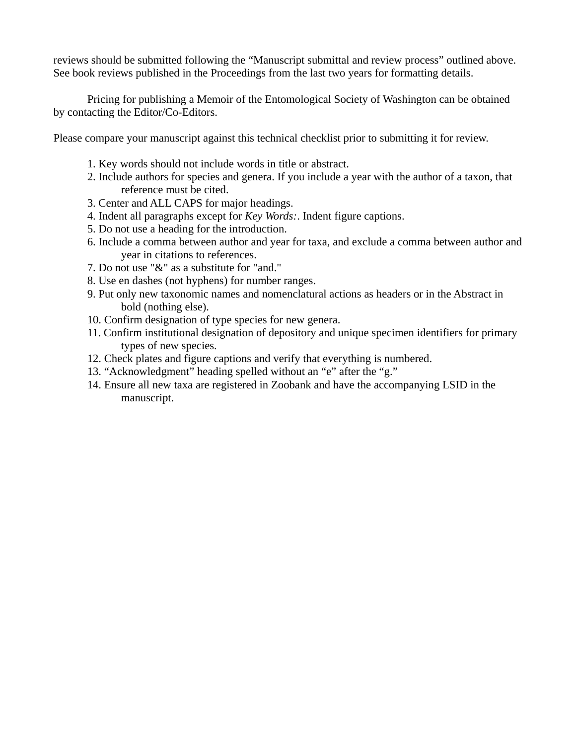reviews should be submitted following the "Manuscript submittal and review process" outlined above. See book reviews published in the Proceedings from the last two years for formatting details.

Pricing for publishing a Memoir of the Entomological Society of Washington can be obtained by contacting the Editor/Co-Editors.

Please compare your manuscript against this technical checklist prior to submitting it for review.

1. Key words should not include words in title or abstract.
2. Include authors for species and genera. If you include a year with the author of a taxon, that reference must be cited.
3. Center and ALL CAPS for major headings.
4. Indent all paragraphs except for *Key Words:*. Indent figure captions.
5. Do not use a heading for the introduction.
6. Include a comma between author and year for taxa, and exclude a comma between author and year in citations to references.
7. Do not use "&" as a substitute for "and."
8. Use en dashes (not hyphens) for number ranges.
9. Put only new taxonomic names and nomenclatural actions as headers or in the Abstract in bold (nothing else).
10. Confirm designation of type species for new genera.
11. Confirm institutional designation of depository and unique specimen identifiers for primary types of new species.
12. Check plates and figure captions and verify that everything is numbered.
13. "Acknowledgment" heading spelled without an "e" after the "g."
14. Ensure all new taxa are registered in Zoobank and have the accompanying LSID in the manuscript.